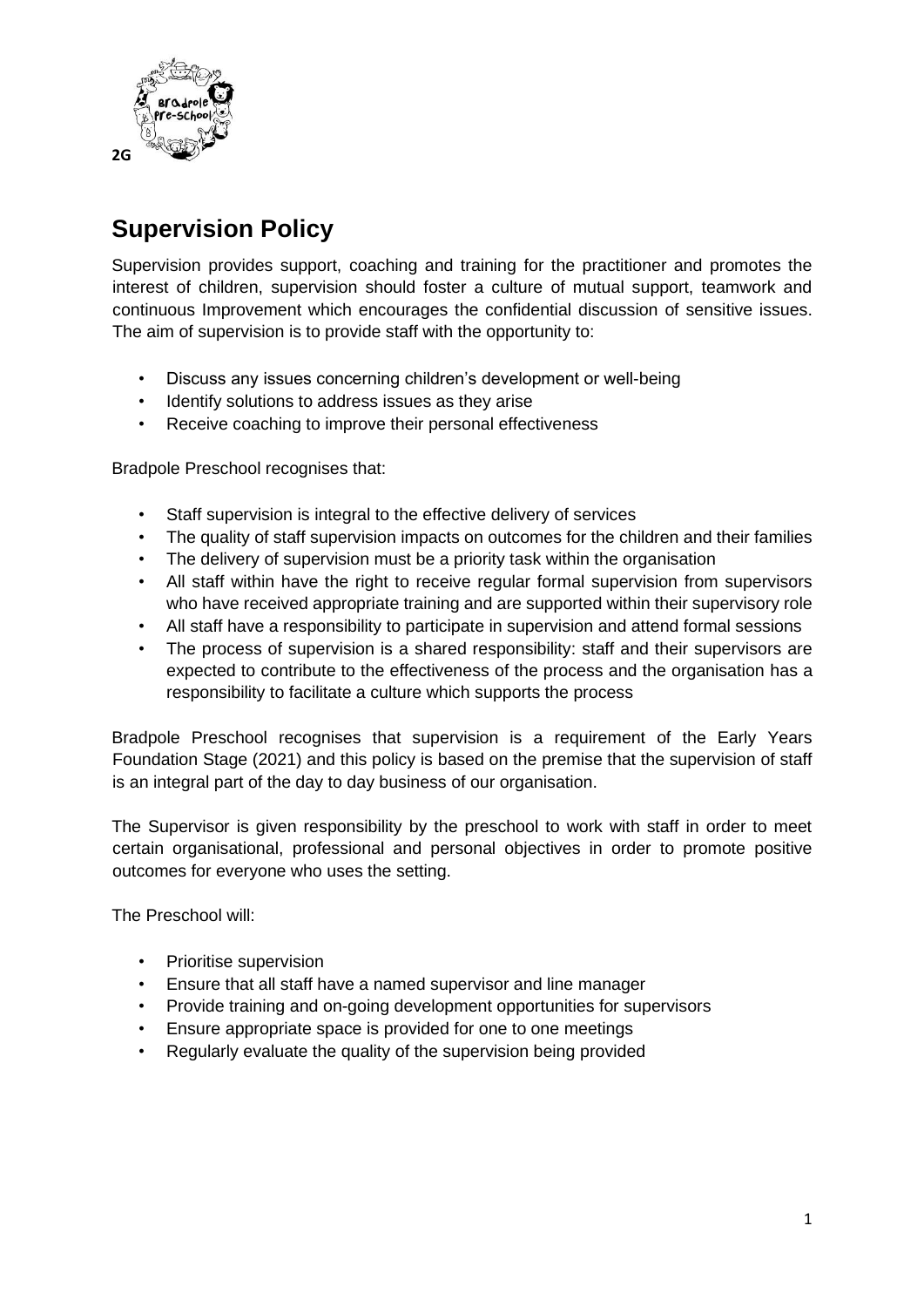2G

# Supervision Policy

Supervision provides support, coaching and training for the practitioner and promotes the interest of children, supervision should foster a culture of mutual support, teamwork and continuous Improvement which encourages the confidential discussion of sensitive issues. The aim of supervision is to provide staff with the opportunity to:

- Discuss any issues concerning children's development or well-being
- Identify solutions to address issues as they arise
- Receive coaching to improve their personal effectiveness

Bradpole Preschool recognises that:

- Staff supervision is integral to the effective delivery of services
- The quality of staff supervision impacts on outcomes for the children and their families
- The delivery of supervision must be a priority task within the organisation
- All staff within have the right to receive regular formal supervision from supervisors who have received appropriate training and are supported within their supervisory role
- All staff have a responsibility to participate in supervision and attend formal sessions
- The process of supervision is a shared responsibility: staff and their supervisors are expected to contribute to the effectiveness of the process and the organisation has a responsibility to facilitate a culture which supports the process

Bradpole Preschool recognises that supervision is a requirement of the Early Years Foundation Stage (2021) and this policy is based on the premise that the supervision of staff is an integral part of the day to day business of our organisation.

The Supervisor is given responsibility by the preschool to work with staff in order to meet certain organisational, professional and personal objectives in order to promote positive outcomes for everyone who uses the setting.

The Preschool will:

- Prioritise supervision
- Ensure that all staff have a named supervisor and line manager
- Provide training and on-going development opportunities for supervisors
- Ensure appropriate space is provided for one to one meetings
- Regularly evaluate the quality of the supervision being provided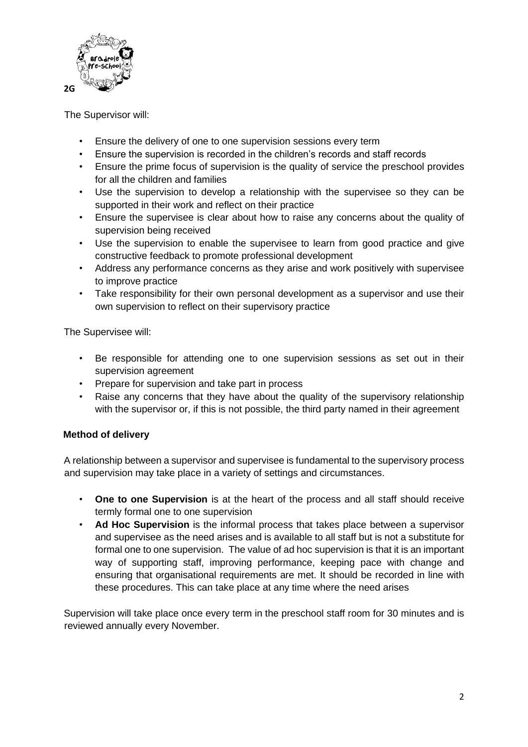The Supervisor will:

- Ensure the delivery of one to one supervision sessions every term
- Ensure the supervision is recorded in the children's records and staff records
- Ensure the prime focus of supervision is the quality of service the preschool provides for all the children and families
- Use the supervision to develop a relationship with the supervisee so they can be supported in their work and reflect on their practice
- Ensure the supervisee is clear about how to raise any concerns about the quality of supervision being received
- Use the supervision to enable the supervisee to learn from good practice and give constructive feedback to promote professional development
- Address any performance concerns as they arise and work positively with supervisee to improve practice
- Take responsibility for their own personal development as a supervisor and use their own supervision to reflect on their supervisory practice

The Supervisee will:

- Be responsible for attending one to one supervision sessions as set out in their supervision agreement
- Prepare for supervision and take part in process
- Raise any concerns that they have about the quality of the supervisory relationship with the supervisor or, if this is not possible, the third party named in their agreement

**Method of delivery**

A relationship between a supervisor and supervisee is fundamental to the supervisory process and supervision may take place in a variety of settings and circumstances.

- **One to one Supervision** is at the heart of the process and all staff should receive termly formal one to one supervision
- **Ad Hoc Supervision** is the informal process that takes place between a supervisor and supervisee as the need arises and is available to all staff but is not a substitute for formal one to one supervision. The value of ad hoc supervision is that it is an important way of supporting staff, improving performance, keeping pace with change and ensuring that organisational requirements are met. It should be recorded in line with these procedures. This can take place at any time where the need arises

Supervision will take place once every term in the preschool staff room for 30 minutes and is reviewed annually every November.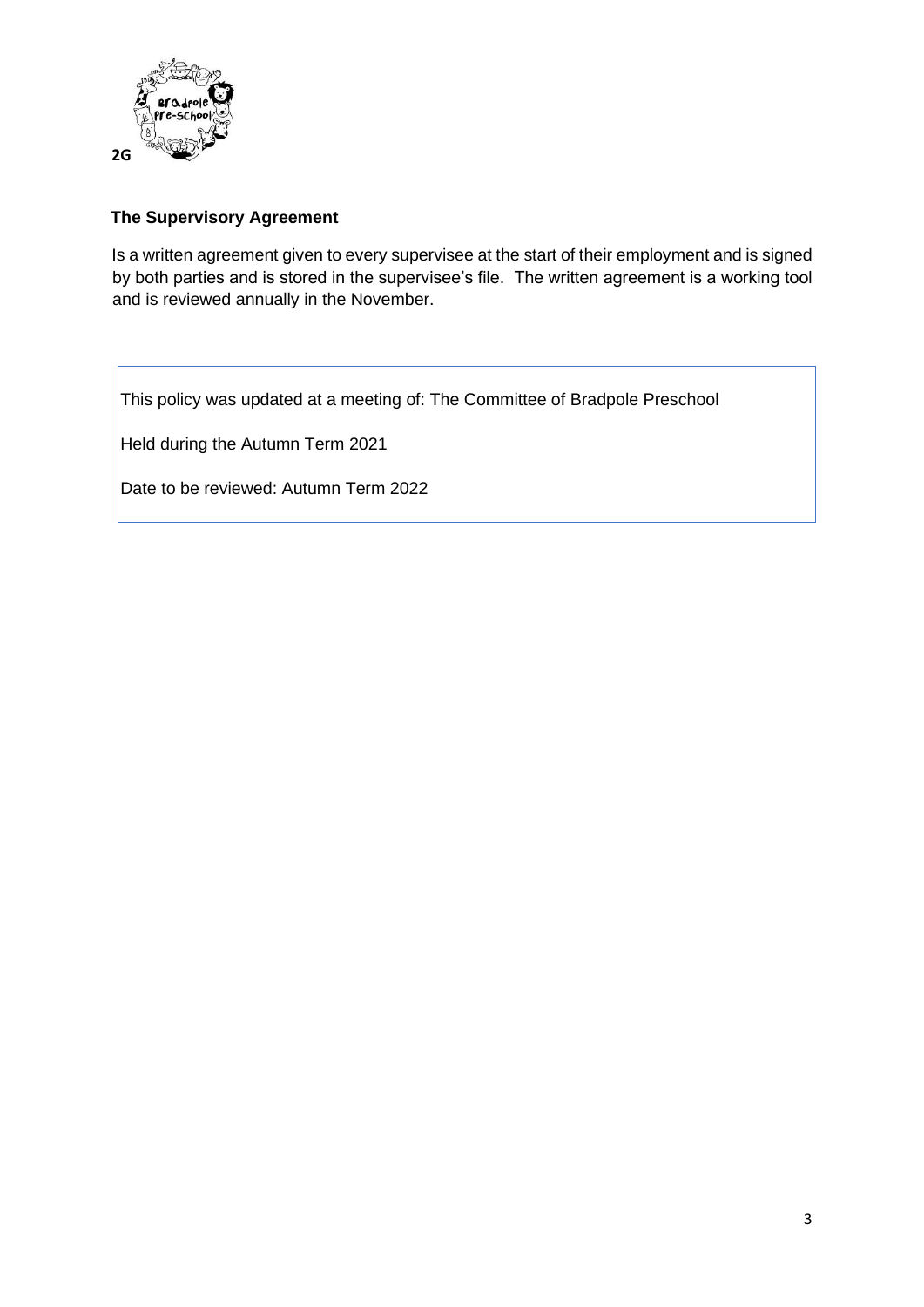2G

**The Supervisory Agreement**

Is a written agreement given to every supervisee at the start of their employment and is signed by both parties and is stored in the supervisee's file. The written agreement is a working tool and is reviewed annually in the November.

This policy was updated at a meeting of: The Committee of Bradpole Preschool

Held during the Autumn Term 2021

Date to be reviewed: Autumn Term 2022